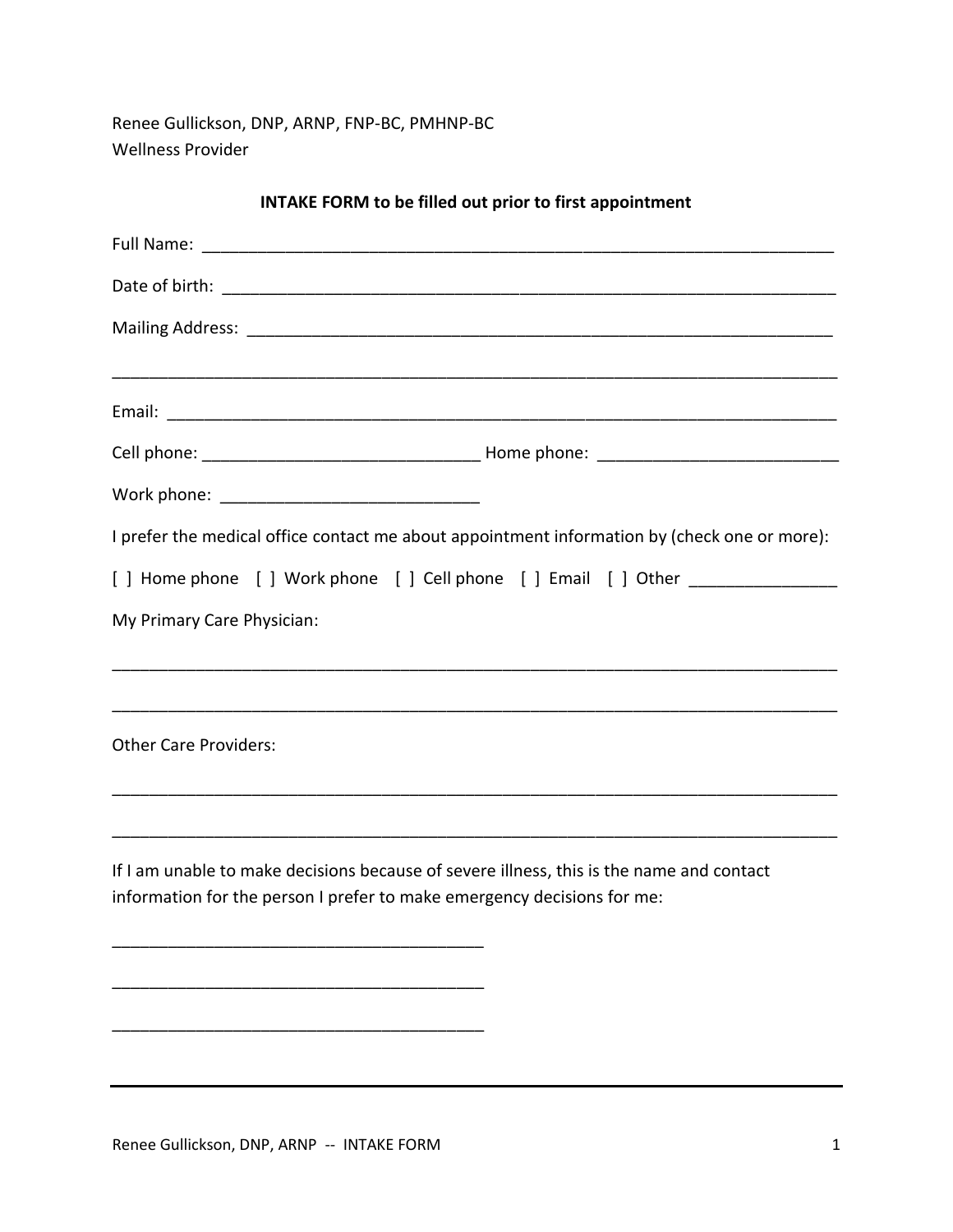Renee Gullickson, DNP, ARNP, FNP-BC, PMHNP-BC
Wellness Provider

**INTAKE FORM to be filled out prior to first appointment**

Full Name: ______________________________________________________________________

Date of birth: ____________________________________________________________________

Mailing Address: _________________________________________________________________

_____________________________________________________________________________

Email: _________________________________________________________________________

Cell phone: ______________________________ Home phone: _________________________

Work phone: ___________________________

I prefer the medical office contact me about appointment information by (check one or more):

[ ] Home phone [ ] Work phone [ ] Cell phone [ ] Email [ ] Other _______________

My Primary Care Physician:

_____________________________________________________________________________

_____________________________________________________________________________

Other Care Providers:

_____________________________________________________________________________

_____________________________________________________________________________

If I am unable to make decisions because of severe illness, this is the name and contact information for the person I prefer to make emergency decisions for me:

________________________________________

________________________________________

________________________________________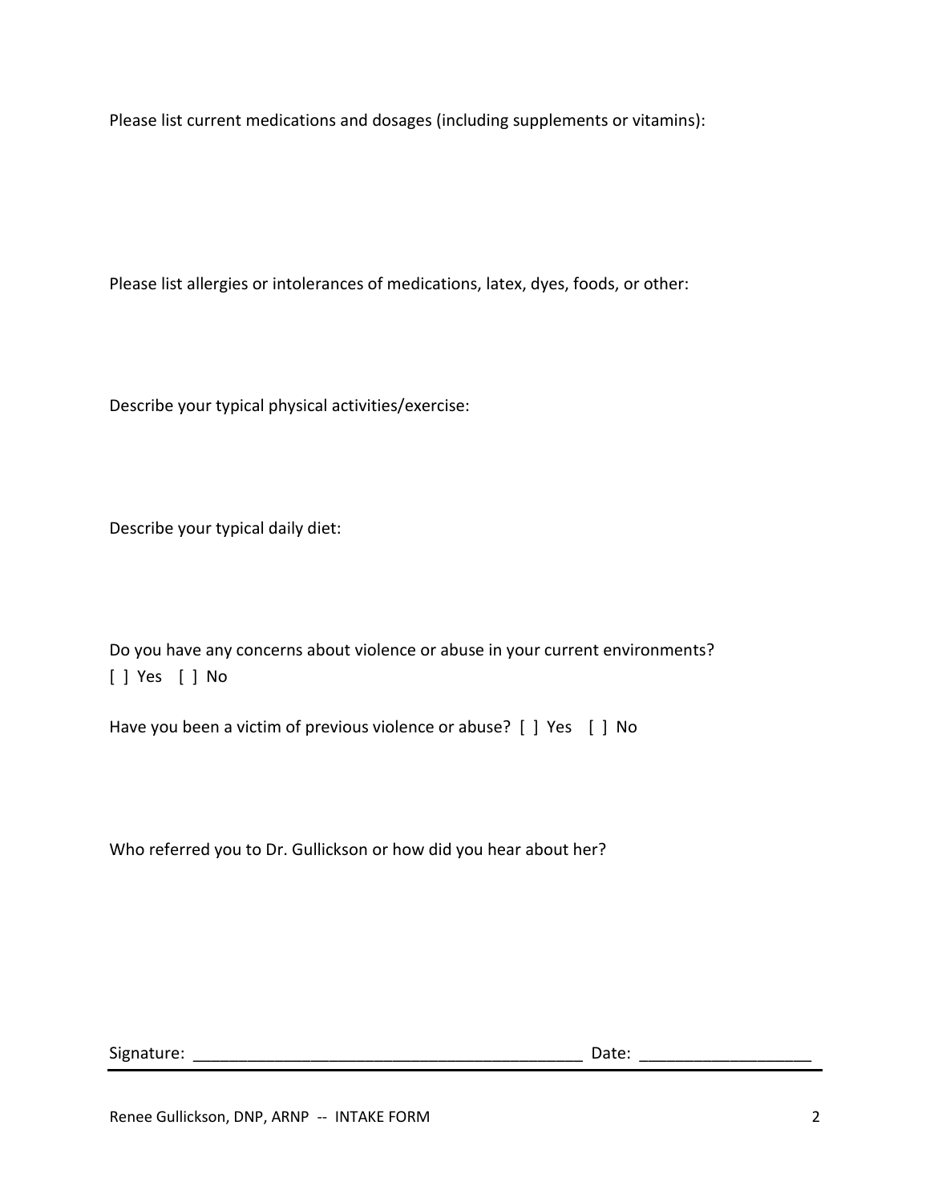Please list current medications and dosages (including supplements or vitamins):

Please list allergies or intolerances of medications, latex, dyes, foods, or other:

Describe your typical physical activities/exercise:

Describe your typical daily diet:

Do you have any concerns about violence or abuse in your current environments?
[ ] Yes [ ] No

Have you been a victim of previous violence or abuse? [ ] Yes [ ] No

Who referred you to Dr. Gullickson or how did you hear about her?

Signature: ___________________________________________ Date: __________________